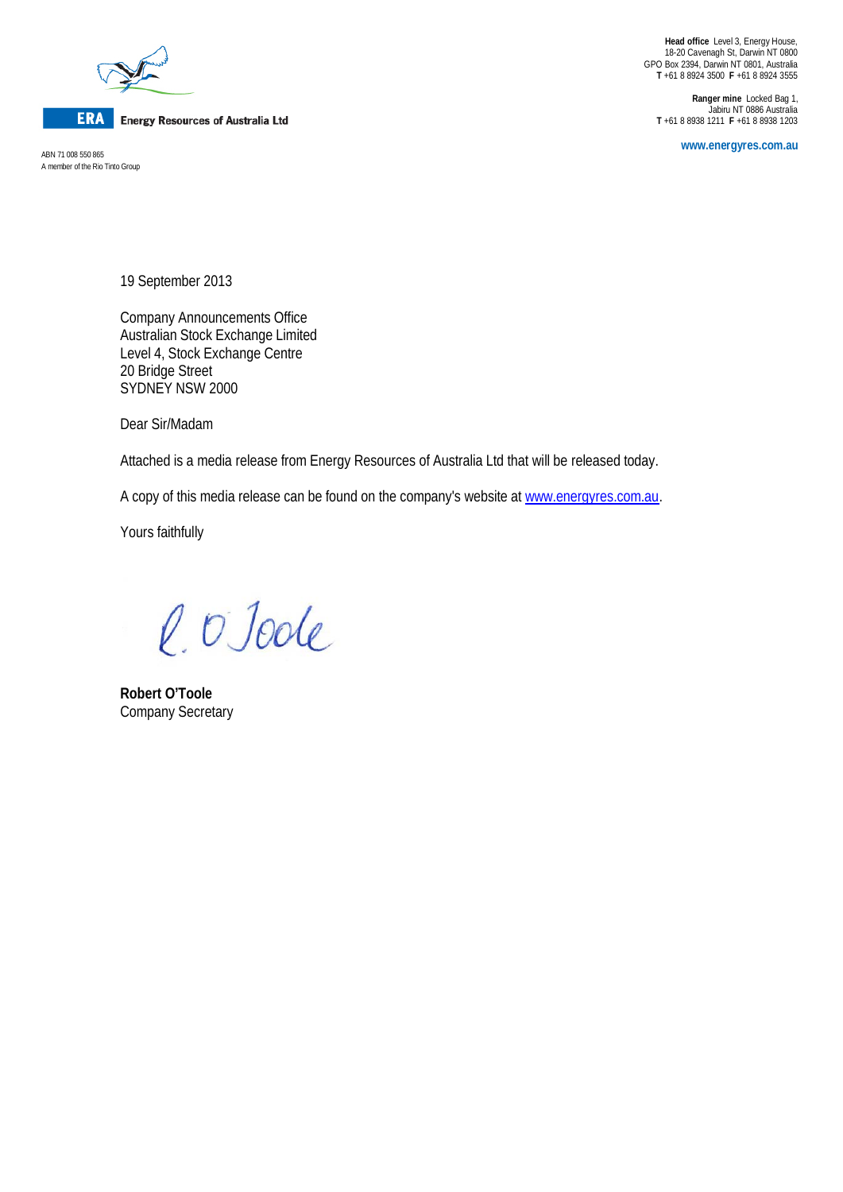**ERA** Energy Resources of Australia Ltd

ABN 71 008 550 865
A member of the Rio Tinto Group

**Head office** Level 3, Energy House,
18-20 Cavenagh St, Darwin NT 0800
GPO Box 2394, Darwin NT 0801, Australia
**T** +61 8 8924 3500 **F** +61 8 8924 3555

**Ranger mine** Locked Bag 1,
Jabiru NT 0886 Australia
**T** +61 8 8938 1211 **F** +61 8 8938 1203

www.energyres.com.au

19 September 2013

Company Announcements Office
Australian Stock Exchange Limited
Level 4, Stock Exchange Centre
20 Bridge Street
SYDNEY NSW 2000

Dear Sir/Madam

Attached is a media release from Energy Resources of Australia Ltd that will be released today.

A copy of this media release can be found on the company's website at www.energyres.com.au.

Yours faithfully

R. O'Toole

**Robert O'Toole**
Company Secretary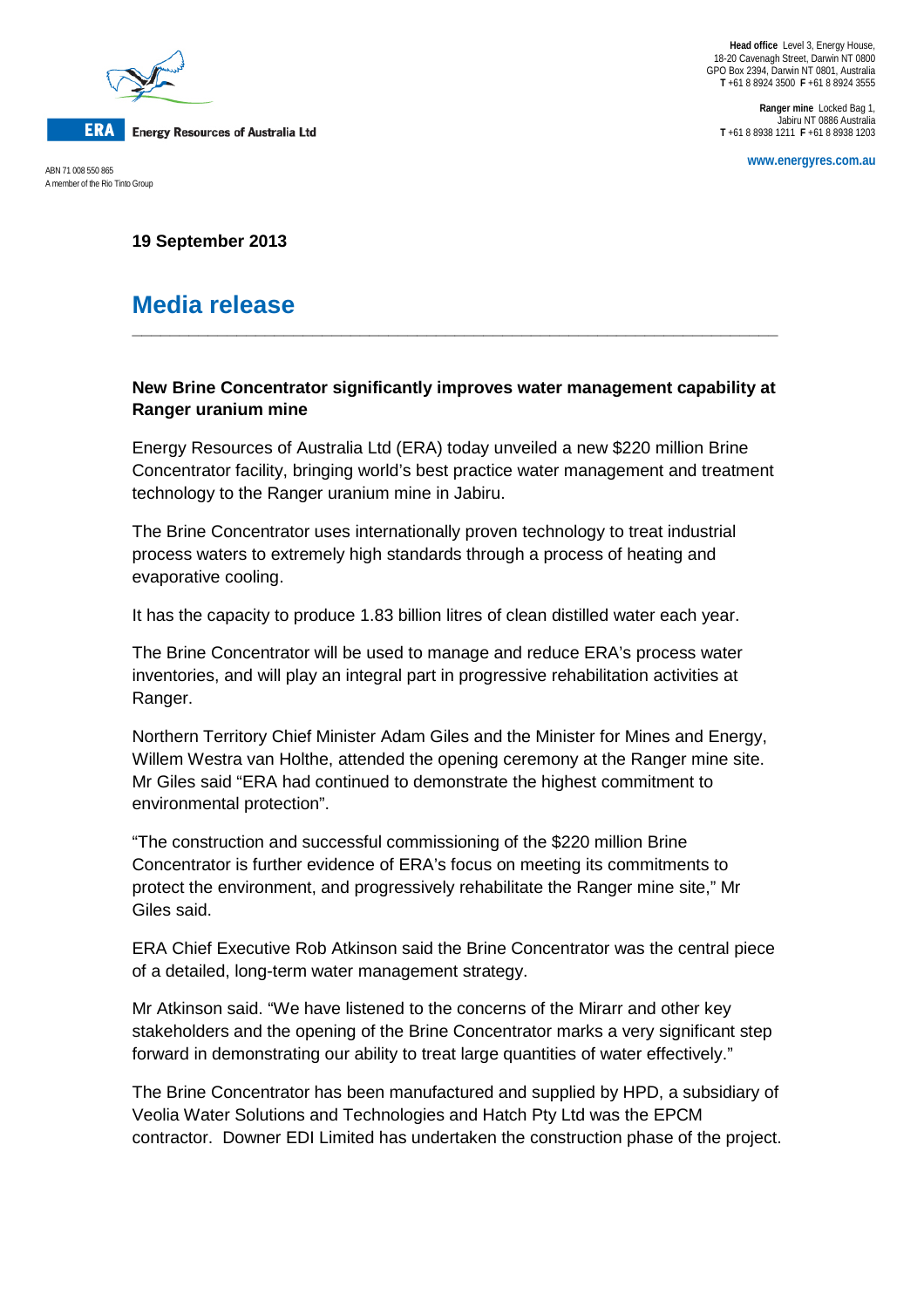ERA Energy Resources of Australia Ltd

ABN 71 008 550 865
A member of the Rio Tinto Group

**Head office** Level 3, Energy House, 18-20 Cavenagh Street, Darwin NT 0800
GPO Box 2394, Darwin NT 0801, Australia
**T** +61 8 8924 3500 **F** +61 8 8924 3555

**Ranger mine** Locked Bag 1, Jabiru NT 0886 Australia
**T** +61 8 8938 1211 **F** +61 8 8938 1203

**www.energyres.com.au**

**19 September 2013**

# Media release

### New Brine Concentrator significantly improves water management capability at Ranger uranium mine

Energy Resources of Australia Ltd (ERA) today unveiled a new $220 million Brine Concentrator facility, bringing world's best practice water management and treatment technology to the Ranger uranium mine in Jabiru.

The Brine Concentrator uses internationally proven technology to treat industrial process waters to extremely high standards through a process of heating and evaporative cooling.

It has the capacity to produce 1.83 billion litres of clean distilled water each year.

The Brine Concentrator will be used to manage and reduce ERA's process water inventories, and will play an integral part in progressive rehabilitation activities at Ranger.

Northern Territory Chief Minister Adam Giles and the Minister for Mines and Energy, Willem Westra van Holthe, attended the opening ceremony at the Ranger mine site. Mr Giles said "ERA had continued to demonstrate the highest commitment to environmental protection".

"The construction and successful commissioning of the $220 million Brine Concentrator is further evidence of ERA's focus on meeting its commitments to protect the environment, and progressively rehabilitate the Ranger mine site," Mr Giles said.

ERA Chief Executive Rob Atkinson said the Brine Concentrator was the central piece of a detailed, long-term water management strategy.

Mr Atkinson said. "We have listened to the concerns of the Mirarr and other key stakeholders and the opening of the Brine Concentrator marks a very significant step forward in demonstrating our ability to treat large quantities of water effectively."

The Brine Concentrator has been manufactured and supplied by HPD, a subsidiary of Veolia Water Solutions and Technologies and Hatch Pty Ltd was the EPCM contractor. Downer EDI Limited has undertaken the construction phase of the project.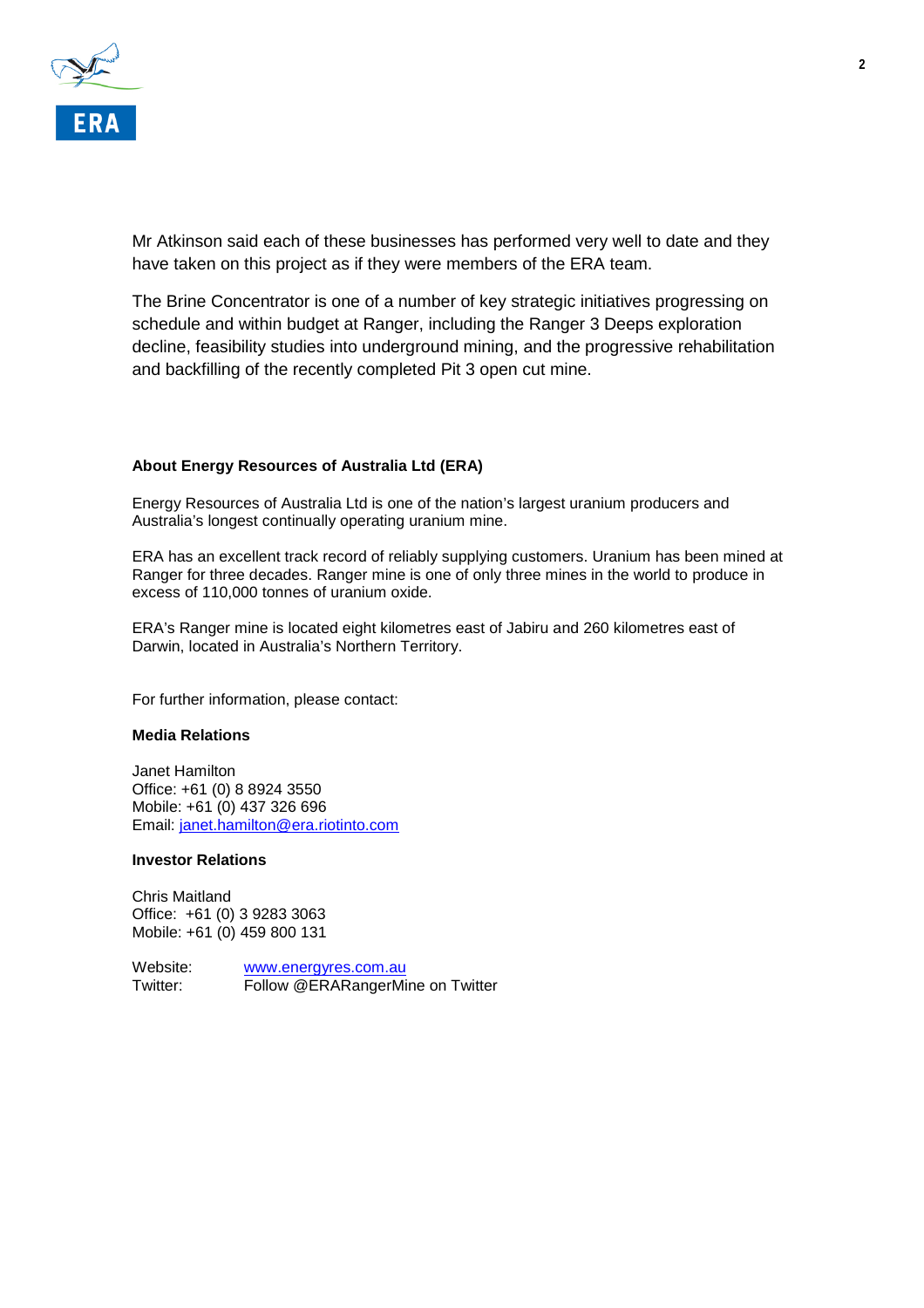Mr Atkinson said each of these businesses has performed very well to date and they have taken on this project as if they were members of the ERA team.

The Brine Concentrator is one of a number of key strategic initiatives progressing on schedule and within budget at Ranger, including the Ranger 3 Deeps exploration decline, feasibility studies into underground mining, and the progressive rehabilitation and backfilling of the recently completed Pit 3 open cut mine.

**About Energy Resources of Australia Ltd (ERA)**

Energy Resources of Australia Ltd is one of the nation's largest uranium producers and Australia's longest continually operating uranium mine.

ERA has an excellent track record of reliably supplying customers. Uranium has been mined at Ranger for three decades. Ranger mine is one of only three mines in the world to produce in excess of 110,000 tonnes of uranium oxide.

ERA's Ranger mine is located eight kilometres east of Jabiru and 260 kilometres east of Darwin, located in Australia's Northern Territory.

For further information, please contact:

**Media Relations**

Janet Hamilton
Office: +61 (0) 8 8924 3550
Mobile: +61 (0) 437 326 696
Email: janet.hamilton@era.riotinto.com

**Investor Relations**

Chris Maitland
Office: +61 (0) 3 9283 3063
Mobile: +61 (0) 459 800 131

Website: www.energyres.com.au
Twitter: Follow @ERARangerMine on Twitter